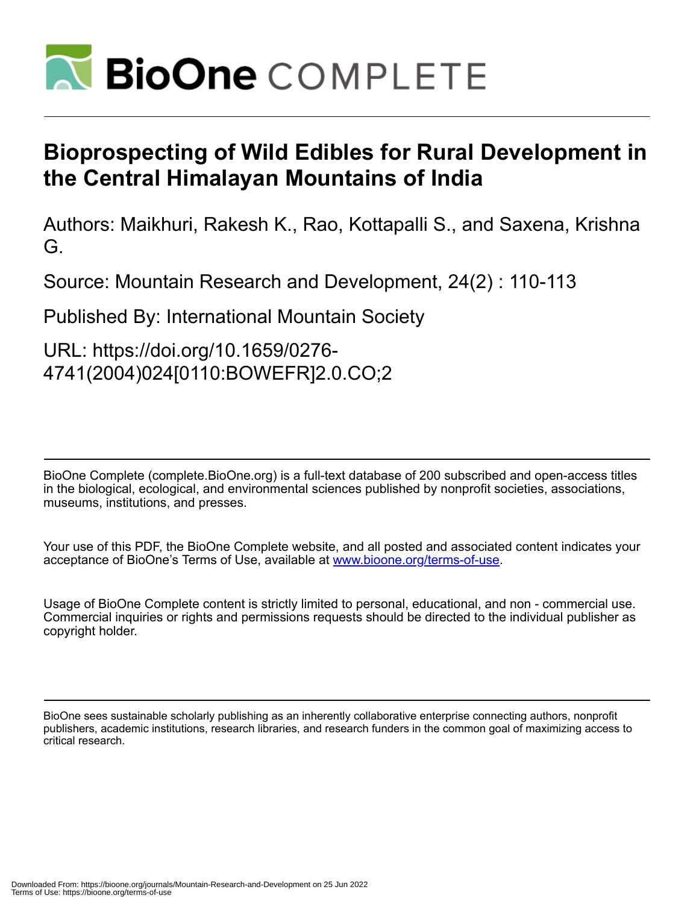# Bioprospecting of Wild Edibles for Rural Development in the Central Himalayan Mountains of India

Authors: Maikhuri, Rakesh K., Rao, Kottapalli S., and Saxena, Krishna G.

Source: Mountain Research and Development, 24(2) : 110-113

Published By: International Mountain Society

URL: https://doi.org/10.1659/0276-4741(2004)024[0110:BOWEFR]2.0.CO;2

BioOne Complete (complete.BioOne.org) is a full-text database of 200 subscribed and open-access titles in the biological, ecological, and environmental sciences published by nonprofit societies, associations, museums, institutions, and presses.

Your use of this PDF, the BioOne Complete website, and all posted and associated content indicates your acceptance of BioOne's Terms of Use, available at www.bioone.org/terms-of-use.

Usage of BioOne Complete content is strictly limited to personal, educational, and non - commercial use. Commercial inquiries or rights and permissions requests should be directed to the individual publisher as copyright holder.

BioOne sees sustainable scholarly publishing as an inherently collaborative enterprise connecting authors, nonprofit publishers, academic institutions, research libraries, and research funders in the common goal of maximizing access to critical research.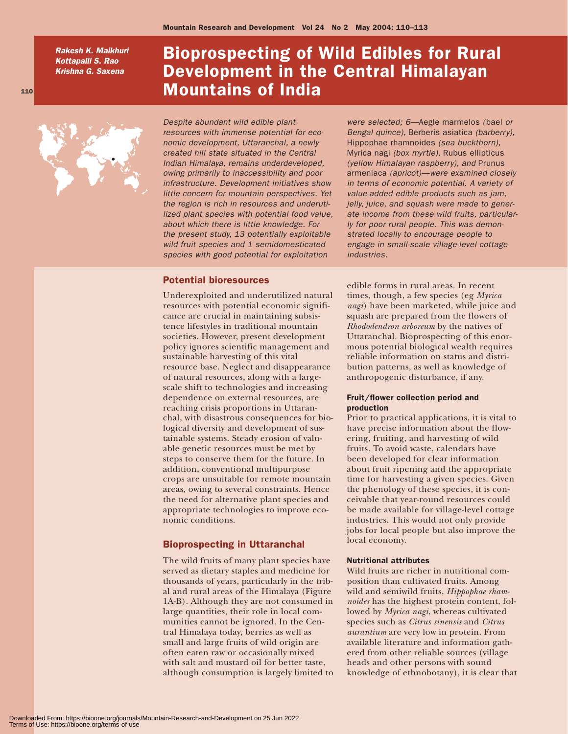# Bioprospecting of Wild Edibles for Rural Development in the Central Himalayan Mountains of India

*Rakesh K. Maikhuri*
*Kottapalli S. Rao*
*Krishna G. Saxena*

*Despite abundant wild edible plant resources with immense potential for economic development, Uttaranchal, a newly created hill state situated in the Central Indian Himalaya, remains underdeveloped, owing primarily to inaccessibility and poor infrastructure. Development initiatives show little concern for mountain perspectives. Yet the region is rich in resources and underutilized plant species with potential food value, about which there is little knowledge. For the present study, 13 potentially exploitable wild fruit species and 1 semidomesticated species with good potential for exploitation were selected; 6—*Aegle marmelos *(bael or Bengal quince),* Berberis asiatica *(barberry),* Hippophae rhamnoides *(sea buckthorn),* Myrica nagi *(box myrtle),* Rubus ellipticus *(yellow Himalayan raspberry), and* Prunus armeniaca *(apricot)—were examined closely in terms of economic potential. A variety of value-added edible products such as jam, jelly, juice, and squash were made to generate income from these wild fruits, particularly for poor rural people. This was demonstrated locally to encourage people to engage in small-scale village-level cottage industries.*

## Potential bioresources

Underexploited and underutilized natural resources with potential economic significance are crucial in maintaining subsistence lifestyles in traditional mountain societies. However, present development policy ignores scientific management and sustainable harvesting of this vital resource base. Neglect and disappearance of natural resources, along with a large-scale shift to technologies and increasing dependence on external resources, are reaching crisis proportions in Uttaranchal, with disastrous consequences for biological diversity and development of sustainable systems. Steady erosion of valuable genetic resources must be met by steps to conserve them for the future. In addition, conventional multipurpose crops are unsuitable for remote mountain areas, owing to several constraints. Hence the need for alternative plant species and appropriate technologies to improve economic conditions.

## Bioprospecting in Uttaranchal

The wild fruits of many plant species have served as dietary staples and medicine for thousands of years, particularly in the tribal and rural areas of the Himalaya (Figure 1A-B). Although they are not consumed in large quantities, their role in local communities cannot be ignored. In the Central Himalaya today, berries as well as small and large fruits of wild origin are often eaten raw or occasionally mixed with salt and mustard oil for better taste, although consumption is largely limited to edible forms in rural areas. In recent times, though, a few species (eg *Myrica nagi*) have been marketed, while juice and squash are prepared from the flowers of *Rhododendron arboreum* by the natives of Uttaranchal. Bioprospecting of this enormous potential biological wealth requires reliable information on status and distribution patterns, as well as knowledge of anthropogenic disturbance, if any.

### Fruit/flower collection period and production

Prior to practical applications, it is vital to have precise information about the flowering, fruiting, and harvesting of wild fruits. To avoid waste, calendars have been developed for clear information about fruit ripening and the appropriate time for harvesting a given species. Given the phenology of these species, it is conceivable that year-round resources could be made available for village-level cottage industries. This would not only provide jobs for local people but also improve the local economy.

### Nutritional attributes

Wild fruits are richer in nutritional composition than cultivated fruits. Among wild and semiwild fruits, *Hippophae rhamnoides* has the highest protein content, followed by *Myrica nagi*, whereas cultivated species such as *Citrus sinensis* and *Citrus aurantium* are very low in protein. From available literature and information gathered from other reliable sources (village heads and other persons with sound knowledge of ethnobotany), it is clear that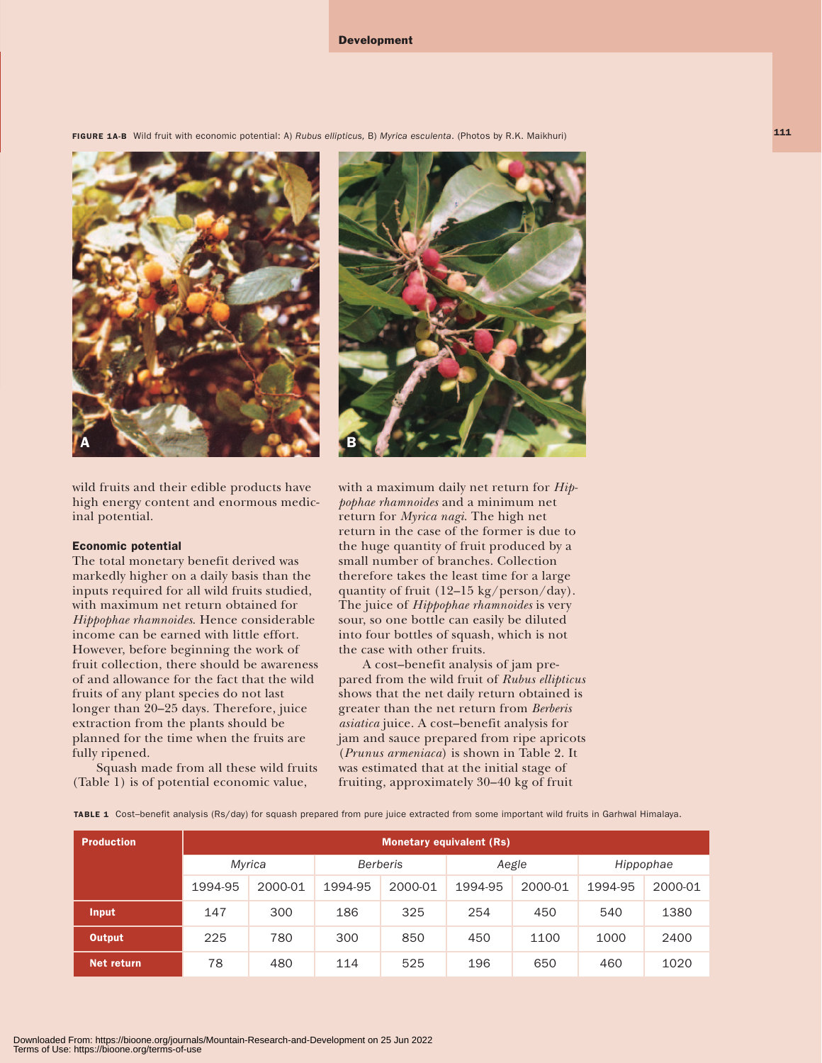FIGURE 1A-B Wild fruit with economic potential: A) *Rubus ellipticus*, B) *Myrica esculenta*. (Photos by R.K. Maikhuri)

wild fruits and their edible products have high energy content and enormous medicinal potential.

### Economic potential

The total monetary benefit derived was markedly higher on a daily basis than the inputs required for all wild fruits studied, with maximum net return obtained for *Hippophae rhamnoides*. Hence considerable income can be earned with little effort. However, before beginning the work of fruit collection, there should be awareness of and allowance for the fact that the wild fruits of any plant species do not last longer than 20–25 days. Therefore, juice extraction from the plants should be planned for the time when the fruits are fully ripened.

Squash made from all these wild fruits (Table 1) is of potential economic value, with a maximum daily net return for *Hippophae rhamnoides* and a minimum net return for *Myrica nagi*. The high net return in the case of the former is due to the huge quantity of fruit produced by a small number of branches. Collection therefore takes the least time for a large quantity of fruit (12–15 kg/person/day). The juice of *Hippophae rhamnoides* is very sour, so one bottle can easily be diluted into four bottles of squash, which is not the case with other fruits.

A cost–benefit analysis of jam prepared from the wild fruit of *Rubus ellipticus* shows that the net daily return obtained is greater than the net return from *Berberis asiatica* juice. A cost–benefit analysis for jam and sauce prepared from ripe apricots (*Prunus armeniaca*) is shown in Table 2. It was estimated that at the initial stage of fruiting, approximately 30–40 kg of fruit

TABLE 1 Cost–benefit analysis (Rs/day) for squash prepared from pure juice extracted from some important wild fruits in Garhwal Himalaya.

| Production | Monetary equivalent (Rs) | | | | | | | |
|---|---|---|---|---|---|---|---|---|
| | *Myrica* | | *Berberis* | | *Aegle* | | *Hippophae* | |
| | 1994-95 | 2000-01 | 1994-95 | 2000-01 | 1994-95 | 2000-01 | 1994-95 | 2000-01 |
| Input | 147 | 300 | 186 | 325 | 254 | 450 | 540 | 1380 |
| Output | 225 | 780 | 300 | 850 | 450 | 1100 | 1000 | 2400 |
| Net return | 78 | 480 | 114 | 525 | 196 | 650 | 460 | 1020 |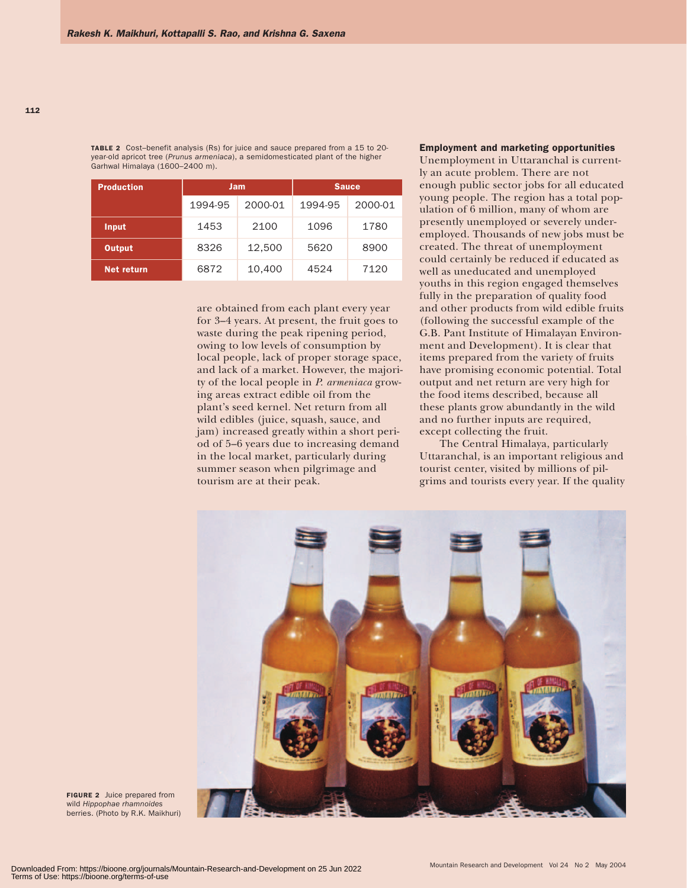**TABLE 2** Cost–benefit analysis (Rs) for juice and sauce prepared from a 15 to 20-year-old apricot tree (*Prunus armeniaca*), a semidomesticated plant of the higher Garhwal Himalaya (1600–2400 m).

| Production | Jam | | Sauce | |
|---|---|---|---|---|
| | 1994-95 | 2000-01 | 1994-95 | 2000-01 |
| Input | 1453 | 2100 | 1096 | 1780 |
| Output | 8326 | 12,500 | 5620 | 8900 |
| Net return | 6872 | 10,400 | 4524 | 7120 |

are obtained from each plant every year for 3–4 years. At present, the fruit goes to waste during the peak ripening period, owing to low levels of consumption by local people, lack of proper storage space, and lack of a market. However, the majority of the local people in *P. armeniaca* growing areas extract edible oil from the plant's seed kernel. Net return from all wild edibles (juice, squash, sauce, and jam) increased greatly within a short period of 5–6 years due to increasing demand in the local market, particularly during summer season when pilgrimage and tourism are at their peak.

## Employment and marketing opportunities

Unemployment in Uttaranchal is currently an acute problem. There are not enough public sector jobs for all educated young people. The region has a total population of 6 million, many of whom are presently unemployed or severely underemployed. Thousands of new jobs must be created. The threat of unemployment could certainly be reduced if educated as well as uneducated and unemployed youths in this region engaged themselves fully in the preparation of quality food and other products from wild edible fruits (following the successful example of the G.B. Pant Institute of Himalayan Environment and Development). It is clear that items prepared from the variety of fruits have promising economic potential. Total output and net return are very high for the food items described, because all these plants grow abundantly in the wild and no further inputs are required, except collecting the fruit.

The Central Himalaya, particularly Uttaranchal, is an important religious and tourist center, visited by millions of pilgrims and tourists every year. If the quality

**FIGURE 2** Juice prepared from wild *Hippophae rhamnoides* berries. (Photo by R.K. Maikhuri)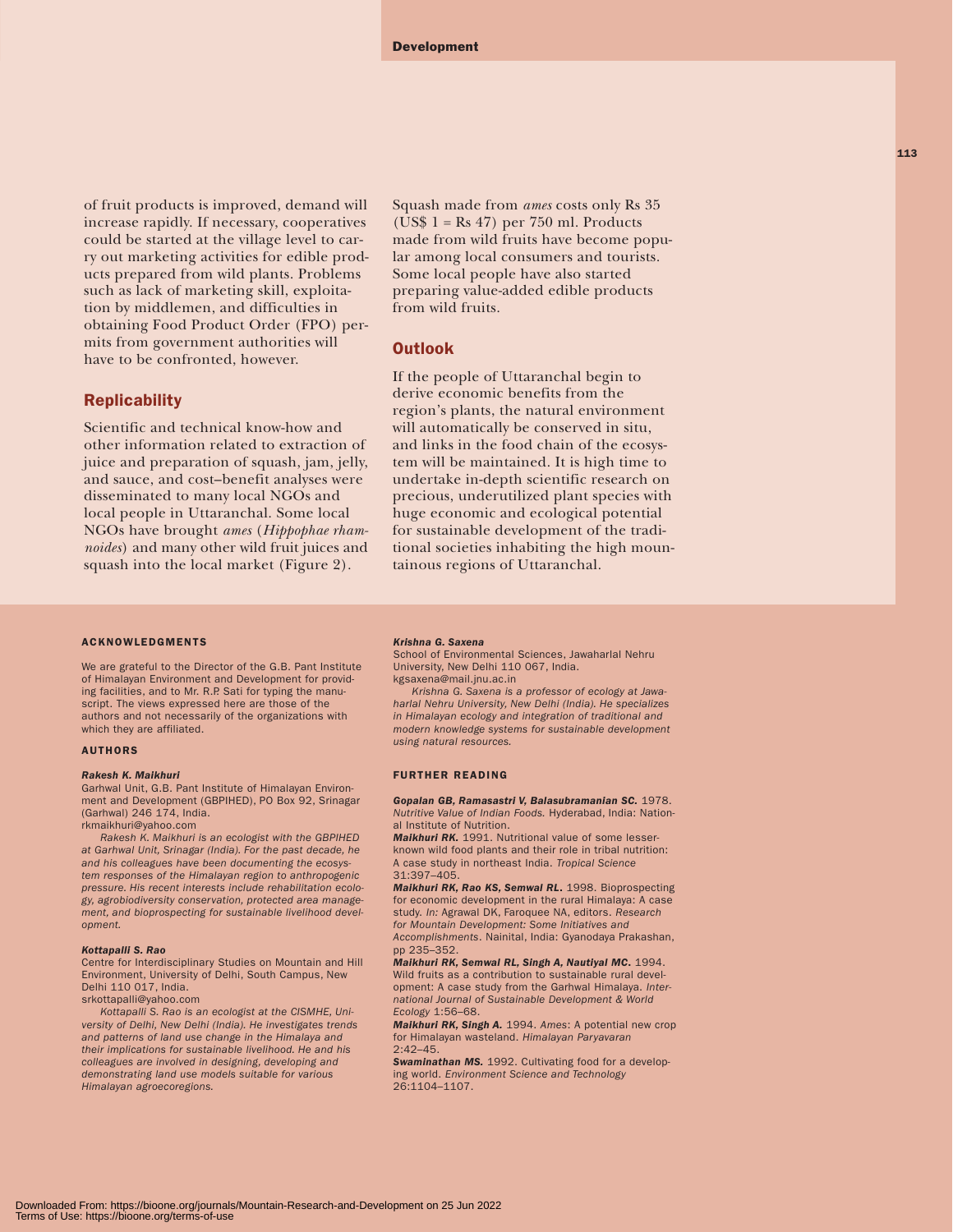of fruit products is improved, demand will increase rapidly. If necessary, cooperatives could be started at the village level to carry out marketing activities for edible products prepared from wild plants. Problems such as lack of marketing skill, exploitation by middlemen, and difficulties in obtaining Food Product Order (FPO) permits from government authorities will have to be confronted, however.

## Replicability

Scientific and technical know-how and other information related to extraction of juice and preparation of squash, jam, jelly, and sauce, and cost–benefit analyses were disseminated to many local NGOs and local people in Uttaranchal. Some local NGOs have brought *ames* (*Hippophae rhamnoides*) and many other wild fruit juices and squash into the local market (Figure 2). Squash made from *ames* costs only Rs 35 (US$ 1 = Rs 47) per 750 ml. Products made from wild fruits have become popular among local consumers and tourists. Some local people have also started preparing value-added edible products from wild fruits.

## Outlook

If the people of Uttaranchal begin to derive economic benefits from the region's plants, the natural environment will automatically be conserved in situ, and links in the food chain of the ecosystem will be maintained. It is high time to undertake in-depth scientific research on precious, underutilized plant species with huge economic and ecological potential for sustainable development of the traditional societies inhabiting the high mountainous regions of Uttaranchal.

### ACKNOWLEDGMENTS

We are grateful to the Director of the G.B. Pant Institute of Himalayan Environment and Development for providing facilities, and to Mr. R.P. Sati for typing the manuscript. The views expressed here are those of the authors and not necessarily of the organizations with which they are affiliated.

### AUTHORS

***Rakesh K. Maikhuri***
Garhwal Unit, G.B. Pant Institute of Himalayan Environment and Development (GBPIHED), PO Box 92, Srinagar (Garhwal) 246 174, India.
rkmaikhuri@yahoo.com

*Rakesh K. Maikhuri is an ecologist with the GBPIHED at Garhwal Unit, Srinagar (India). For the past decade, he and his colleagues have been documenting the ecosystem responses of the Himalayan region to anthropogenic pressure. His recent interests include rehabilitation ecology, agrobiodiversity conservation, protected area management, and bioprospecting for sustainable livelihood development.*

***Kottapalli S. Rao***
Centre for Interdisciplinary Studies on Mountain and Hill Environment, University of Delhi, South Campus, New Delhi 110 017, India.
srkottapalli@yahoo.com

*Kottapalli S. Rao is an ecologist at the CISMHE, University of Delhi, New Delhi (India). He investigates trends and patterns of land use change in the Himalaya and their implications for sustainable livelihood. He and his colleagues are involved in designing, developing and demonstrating land use models suitable for various Himalayan agroecoregions.*

***Krishna G. Saxena***
School of Environmental Sciences, Jawaharlal Nehru University, New Delhi 110 067, India.
kgsaxena@mail.jnu.ac.in

*Krishna G. Saxena is a professor of ecology at Jawaharlal Nehru University, New Delhi (India). He specializes in Himalayan ecology and integration of traditional and modern knowledge systems for sustainable development using natural resources.*

### FURTHER READING

***Gopalan GB, Ramasastri V, Balasubramanian SC.*** 1978. *Nutritive Value of Indian Foods.* Hyderabad, India: National Institute of Nutrition.

***Maikhuri RK.*** 1991. Nutritional value of some lesser-known wild food plants and their role in tribal nutrition: A case study in northeast India. *Tropical Science* 31:397–405.

***Maikhuri RK, Rao KS, Semwal RL.*** 1998. Bioprospecting for economic development in the rural Himalaya: A case study. *In:* Agrawal DK, Farooquee NA, editors. *Research for Mountain Development: Some Initiatives and Accomplishments*. Nainital, India: Gyanodaya Prakashan, pp 235–352.

***Maikhuri RK, Semwal RL, Singh A, Nautiyal MC.*** 1994. Wild fruits as a contribution to sustainable rural development: A case study from the Garhwal Himalaya. *International Journal of Sustainable Development & World Ecology* 1:56–68.

***Maikhuri RK, Singh A.*** 1994. *Ames*: A potential new crop for Himalayan wasteland. *Himalayan Paryavaran* 2:42–45.

***Swaminathan MS.*** 1992. Cultivating food for a developing world. *Environment Science and Technology* 26:1104–1107.